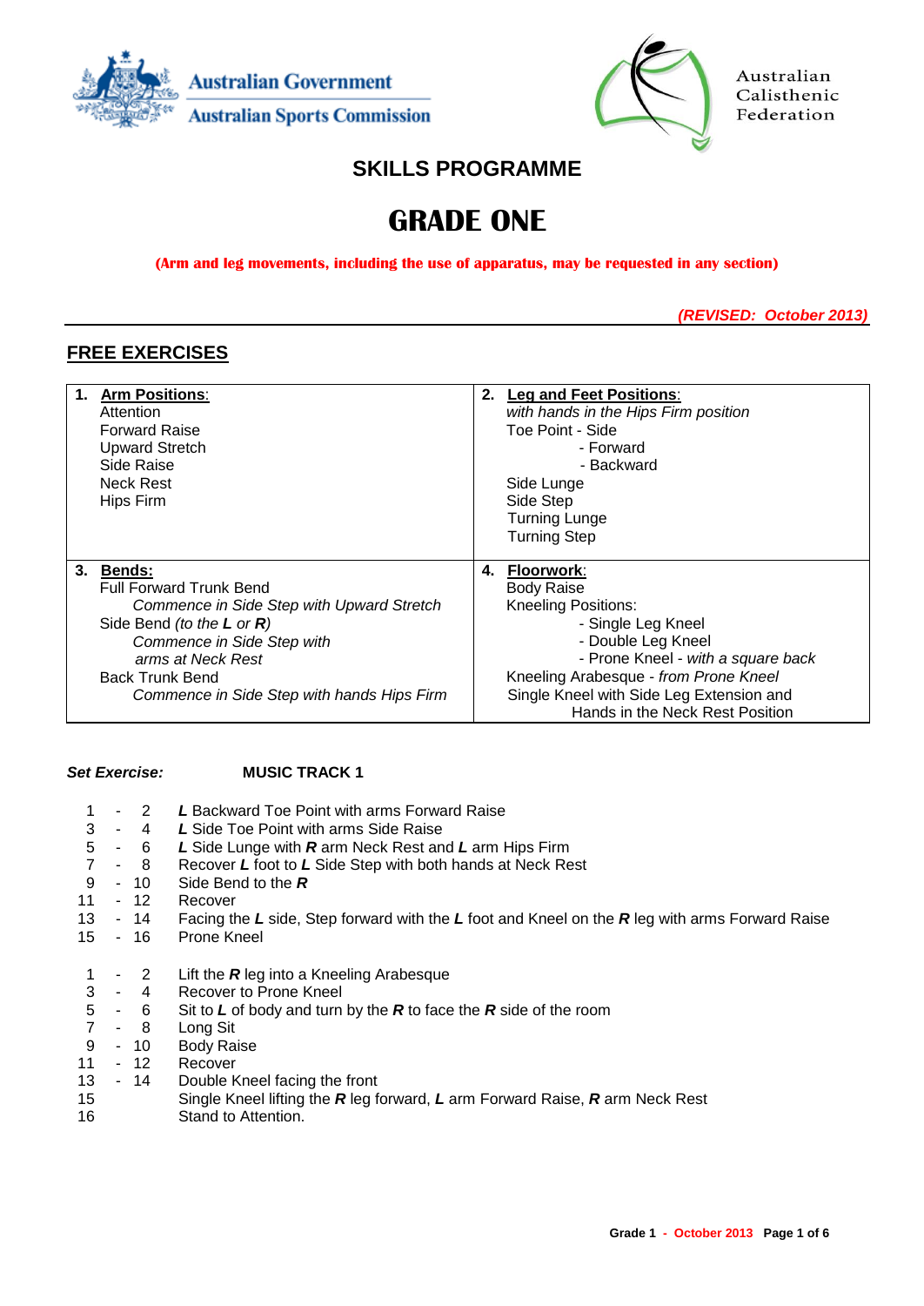Australian Government
Australian Sports Commission

Australian Calisthenic Federation

## SKILLS PROGRAMME

# GRADE ONE

**(Arm and leg movements, including the use of apparatus, may be requested in any section)**

***(REVISED: October 2013)***

## FREE EXERCISES

| **1. Arm Positions:** | **2. Leg and Feet Positions:** |
|---|---|
| Attention<br>Forward Raise<br>Upward Stretch<br>Side Raise<br>Neck Rest<br>Hips Firm | *with hands in the Hips Firm position*<br>Toe Point - Side<br>- Forward<br>- Backward<br>Side Lunge<br>Side Step<br>Turning Lunge<br>Turning Step |
| **3. Bends:** | **4. Floorwork:** |
| Full Forward Trunk Bend<br>*Commence in Side Step with Upward Stretch*<br>Side Bend *(to the **L** or **R**)*<br>*Commence in Side Step with arms at Neck Rest*<br>Back Trunk Bend<br>*Commence in Side Step with hands Hips Firm* | Body Raise<br>Kneeling Positions:<br>- Single Leg Kneel<br>- Double Leg Kneel<br>- Prone Kneel - *with a square back*<br>Kneeling Arabesque - *from Prone Kneel*<br>Single Kneel with Side Leg Extension and Hands in the Neck Rest Position |

***Set Exercise:*** **MUSIC TRACK 1**

| | |
|---|---|
| 1 - 2 | ***L*** Backward Toe Point with arms Forward Raise |
| 3 - 4 | ***L*** Side Toe Point with arms Side Raise |
| 5 - 6 | ***L*** Side Lunge with ***R*** arm Neck Rest and ***L*** arm Hips Firm |
| 7 - 8 | Recover ***L*** foot to ***L*** Side Step with both hands at Neck Rest |
| 9 - 10 | Side Bend to the ***R*** |
| 11 - 12 | Recover |
| 13 - 14 | Facing the ***L*** side, Step forward with the ***L*** foot and Kneel on the ***R*** leg with arms Forward Raise |
| 15 - 16 | Prone Kneel |

| | |
|---|---|
| 1 - 2 | Lift the ***R*** leg into a Kneeling Arabesque |
| 3 - 4 | Recover to Prone Kneel |
| 5 - 6 | Sit to ***L*** of body and turn by the ***R*** to face the ***R*** side of the room |
| 7 - 8 | Long Sit |
| 9 - 10 | Body Raise |
| 11 - 12 | Recover |
| 13 - 14 | Double Kneel facing the front |
| 15 | Single Kneel lifting the ***R*** leg forward, ***L*** arm Forward Raise, ***R*** arm Neck Rest |
| 16 | Stand to Attention. |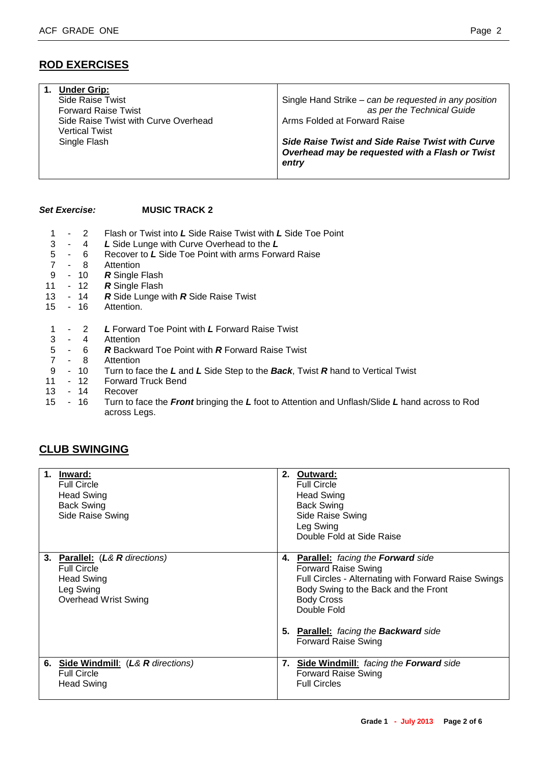## ROD EXERCISES

| | |
|---|---|
| 1. **Under Grip:**<br>Side Raise Twist<br>Forward Raise Twist<br>Side Raise Twist with Curve Overhead<br>Vertical Twist<br>Single Flash | Single Hand Strike – *can be requested in any position as per the Technical Guide*<br>Arms Folded at Forward Raise<br><br>***Side Raise Twist and Side Raise Twist with Curve Overhead may be requested with a Flash or Twist entry*** |

***Set Exercise:*** **MUSIC TRACK 2**

- 1 - 2 Flash or Twist into ***L*** Side Raise Twist with ***L*** Side Toe Point
- 3 - 4 ***L*** Side Lunge with Curve Overhead to the ***L***
- 5 - 6 Recover to ***L*** Side Toe Point with arms Forward Raise
- 7 - 8 Attention
- 9 - 10 ***R*** Single Flash
- 11 - 12 ***R*** Single Flash
- 13 - 14 ***R*** Side Lunge with ***R*** Side Raise Twist
- 15 - 16 Attention.

- 1 - 2 ***L*** Forward Toe Point with ***L*** Forward Raise Twist
- 3 - 4 Attention
- 5 - 6 ***R*** Backward Toe Point with ***R*** Forward Raise Twist
- 7 - 8 Attention
- 9 - 10 Turn to face the ***L*** and ***L*** Side Step to the ***Back***, Twist ***R*** hand to Vertical Twist
- 11 - 12 Forward Truck Bend
- 13 - 14 Recover
- 15 - 16 Turn to face the ***Front*** bringing the ***L*** foot to Attention and Unflash/Slide ***L*** hand across to Rod across Legs.

## CLUB SWINGING

| | |
|---|---|
| 1. **Inward:**<br>Full Circle<br>Head Swing<br>Back Swing<br>Side Raise Swing | 2. **Outward:**<br>Full Circle<br>Head Swing<br>Back Swing<br>Side Raise Swing<br>Leg Swing<br>Double Fold at Side Raise |
| 3. **Parallel:** (*L& R directions*)<br>Full Circle<br>Head Swing<br>Leg Swing<br>Overhead Wrist Swing | 4. **Parallel:** *facing the **Forward** side*<br>Forward Raise Swing<br>Full Circles - Alternating with Forward Raise Swings<br>Body Swing to the Back and the Front<br>Body Cross<br>Double Fold<br><br>5. **Parallel:** *facing the **Backward** side*<br>Forward Raise Swing |
| 6. **Side Windmill**: (*L& R directions*)<br>Full Circle<br>Head Swing | 7. **Side Windmill**: *facing the **Forward** side*<br>Forward Raise Swing<br>Full Circles |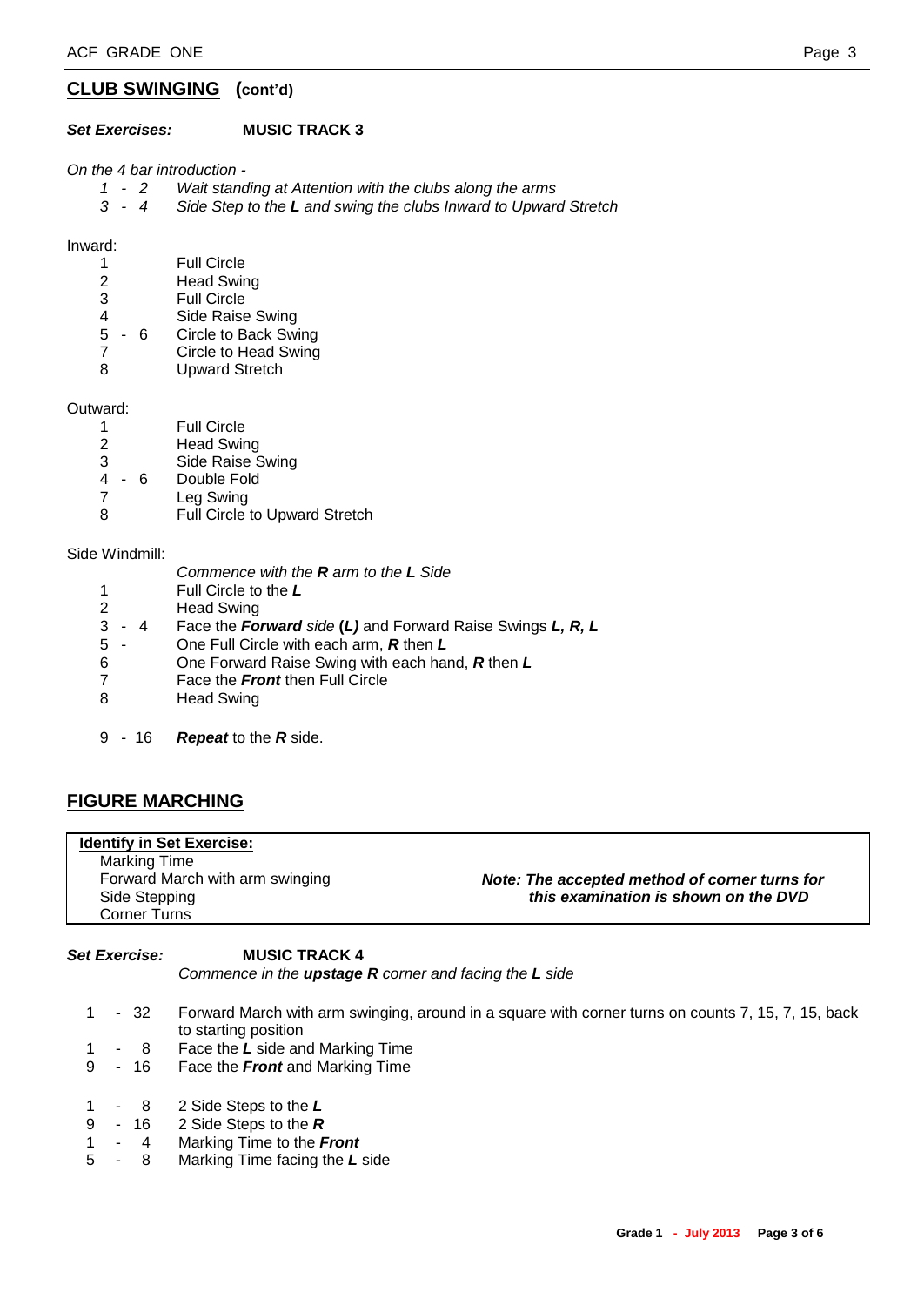## **CLUB SWINGING** (cont'd)

***Set Exercises:*** **MUSIC TRACK 3**

*On the 4 bar introduction -*

| | |
|---|---|
| *1 - 2* | *Wait standing at Attention with the clubs along the arms* |
| *3 - 4* | *Side Step to the **L** and swing the clubs Inward to Upward Stretch* |

Inward:

| | |
|---|---|
| 1 | Full Circle |
| 2 | Head Swing |
| 3 | Full Circle |
| 4 | Side Raise Swing |
| 5 - 6 | Circle to Back Swing |
| 7 | Circle to Head Swing |
| 8 | Upward Stretch |

Outward:

| | |
|---|---|
| 1 | Full Circle |
| 2 | Head Swing |
| 3 | Side Raise Swing |
| 4 - 6 | Double Fold |
| 7 | Leg Swing |
| 8 | Full Circle to Upward Stretch |

Side Windmill:

| | |
|---|---|
| | *Commence with the **R** arm to the **L** Side* |
| 1 | Full Circle to the ***L*** |
| 2 | Head Swing |
| 3 - 4 | Face the ***Forward*** *side* ***(L)*** and Forward Raise Swings ***L, R, L*** |
| 5 - | One Full Circle with each arm, ***R*** then ***L*** |
| 6 | One Forward Raise Swing with each hand, ***R*** then ***L*** |
| 7 | Face the ***Front*** then Full Circle |
| 8 | Head Swing |
| | |
| 9 - 16 | ***Repeat*** to the ***R*** side. |

## **FIGURE MARCHING**

| **Identify in Set Exercise:** | |
|---|---|
| Marking Time | |
| Forward March with arm swinging | ***Note: The accepted method of corner turns for this examination is shown on the DVD*** |
| Side Stepping | |
| Corner Turns | |

***Set Exercise:*** **MUSIC TRACK 4**

*Commence in the **upstage R** corner and facing the **L** side*

| | |
|---|---|
| 1 - 32 | Forward March with arm swinging, around in a square with corner turns on counts 7, 15, 7, 15, back to starting position |
| 1 - 8 | Face the ***L*** side and Marking Time |
| 9 - 16 | Face the ***Front*** and Marking Time |
| | |
| 1 - 8 | 2 Side Steps to the ***L*** |
| 9 - 16 | 2 Side Steps to the ***R*** |
| 1 - 4 | Marking Time to the ***Front*** |
| 5 - 8 | Marking Time facing the ***L*** side |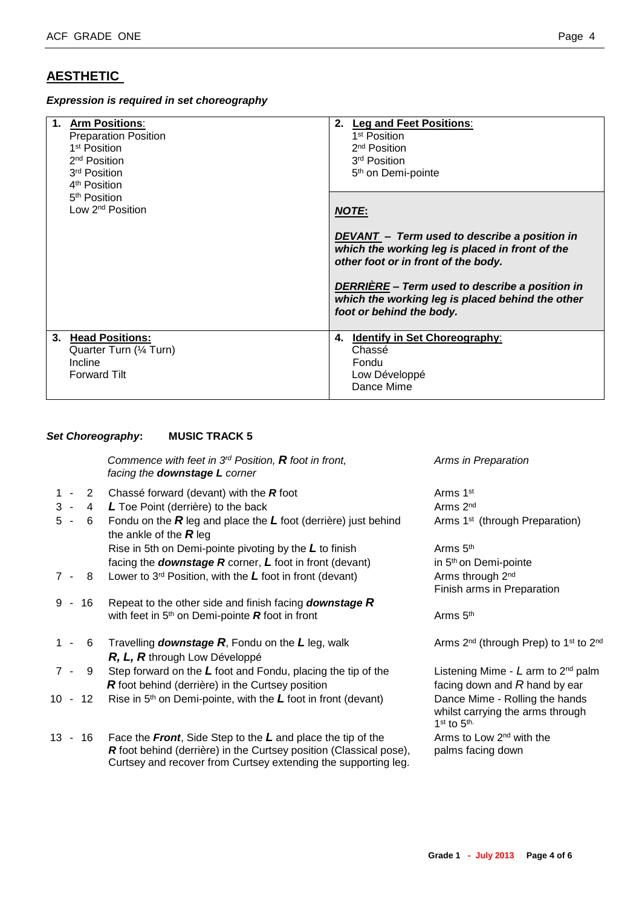## AESTHETIC

***Expression is required in set choreography***

| | |
|---|---|
| **1. Arm Positions:**<br>Preparation Position<br>1st Position<br>2nd Position<br>3rd Position<br>4th Position<br>5th Position<br>Low 2nd Position | **2. Leg and Feet Positions:**<br>1st Position<br>2nd Position<br>3rd Position<br>5th on Demi-pointe<br><br>***NOTE:***<br><br>***DEVANT – Term used to describe a position in which the working leg is placed in front of the other foot or in front of the body.***<br><br>***DERRIÈRE – Term used to describe a position in which the working leg is placed behind the other foot or behind the body.*** |
| **3. Head Positions:**<br>Quarter Turn (¼ Turn)<br>Incline<br>Forward Tilt | **4. Identify in Set Choreography:**<br>Chassé<br>Fondu<br>Low Développé<br>Dance Mime |

***Set Choreography:*** **MUSIC TRACK 5**

| Counts | Steps | Arms |
|---|---|---|
| | *Commence with feet in 3rd Position, **R** foot in front, facing the **downstage L** corner* | *Arms in Preparation* |
| 1 - 2 | Chassé forward (devant) with the ***R*** foot | Arms 1st |
| 3 - 4 | ***L*** Toe Point (derrière) to the back | Arms 2nd |
| 5 - 6 | Fondu on the ***R*** leg and place the ***L*** foot (derrière) just behind the ankle of the ***R*** leg | Arms 1st (through Preparation) |
| | Rise in 5th on Demi-pointe pivoting by the ***L*** to finish facing the ***downstage R*** corner, ***L*** foot in front (devant) | Arms 5th in 5th on Demi-pointe |
| 7 - 8 | Lower to 3rd Position, with the ***L*** foot in front (devant) | Arms through 2nd<br>Finish arms in Preparation |
| 9 - 16 | Repeat to the other side and finish facing ***downstage R*** with feet in 5th on Demi-pointe ***R*** foot in front | Arms 5th |
| 1 - 6 | Travelling ***downstage R***, Fondu on the ***L*** leg, walk ***R, L, R*** through Low Développé | Arms 2nd (through Prep) to 1st to 2nd |
| 7 - 9 | Step forward on the ***L*** foot and Fondu, placing the tip of the ***R*** foot behind (derrière) in the Curtsey position | Listening Mime - *L* arm to 2nd palm facing down and *R* hand by ear |
| 10 - 12 | Rise in 5th on Demi-pointe, with the ***L*** foot in front (devant) | Dance Mime - Rolling the hands whilst carrying the arms through 1st to 5th. |
| 13 - 16 | Face the ***Front***, Side Step to the ***L*** and place the tip of the ***R*** foot behind (derrière) in the Curtsey position (Classical pose), Curtsey and recover from Curtsey extending the supporting leg. | Arms to Low 2nd with the palms facing down |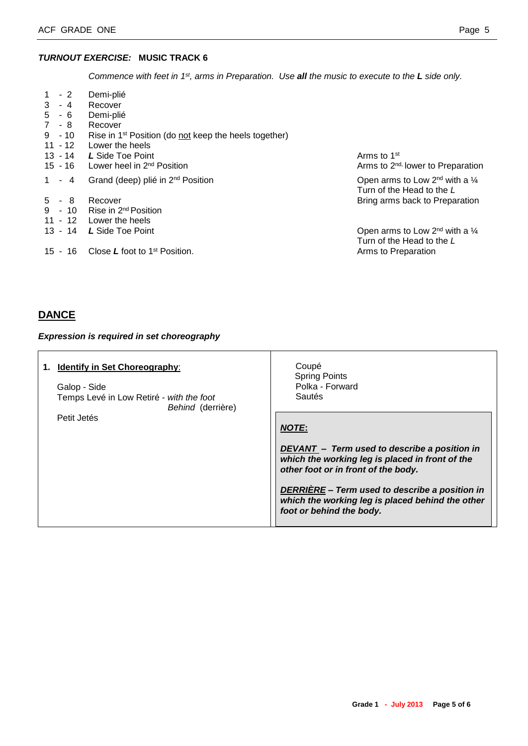***TURNOUT EXERCISE:*** **MUSIC TRACK 6**

*Commence with feet in 1st, arms in Preparation. Use **all** the music to execute to the **L** side only.*

| Counts | Action | Arms |
|---|---|---|
| 1 - 2 | Demi-plié | |
| 3 - 4 | Recover | |
| 5 - 6 | Demi-plié | |
| 7 - 8 | Recover | |
| 9 - 10 | Rise in 1st Position (do <u>not</u> keep the heels together) | |
| 11 - 12 | Lower the heels | |
| 13 - 14 | ***L*** Side Toe Point | Arms to 1st |
| 15 - 16 | Lower heel in 2nd Position | Arms to 2nd, lower to Preparation |
| 1 - 4 | Grand (deep) plié in 2nd Position | Open arms to Low 2nd with a ¼ Turn of the Head to the *L* |
| 5 - 8 | Recover | Bring arms back to Preparation |
| 9 - 10 | Rise in 2nd Position | |
| 11 - 12 | Lower the heels | |
| 13 - 14 | ***L*** Side Toe Point | Open arms to Low 2nd with a ¼ Turn of the Head to the *L* |
| 15 - 16 | Close ***L*** foot to 1st Position. | Arms to Preparation |

## DANCE

***Expression is required in set choreography***

**1. <u>Identify in Set Choreography</u>:**

- Galop - Side
- Temps Levé in Low Retiré - *with the foot Behind* (derrière)
- Petit Jetés
- Coupé
- Spring Points
- Polka - Forward
- Sautés

> ***<u>NOTE</u>:***
>
> ***<u>DEVANT</u> – Term used to describe a position in which the working leg is placed in front of the other foot or in front of the body.***
>
> ***<u>DERRIÈRE</u> – Term used to describe a position in which the working leg is placed behind the other foot or behind the body.***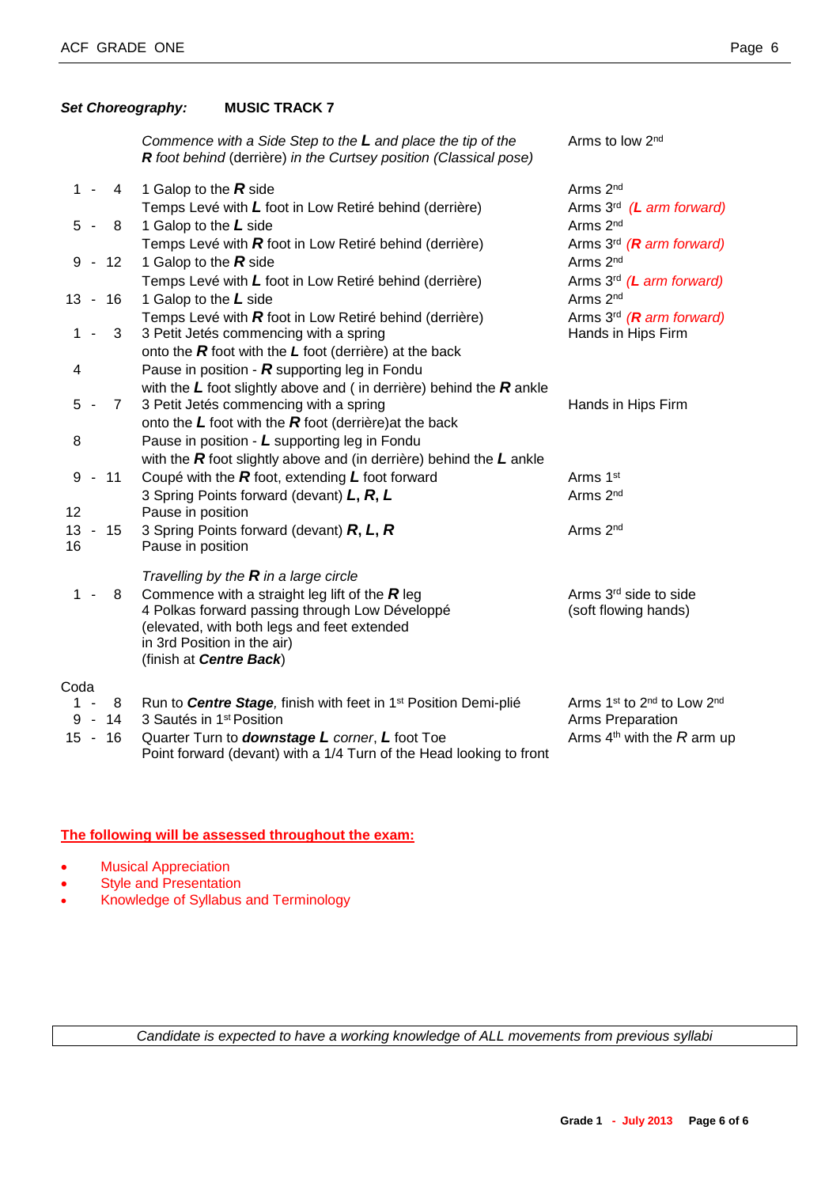***Set Choreography:*** **MUSIC TRACK 7**

| | | |
|---|---|---|
| | *Commence with a Side Step to the **L** and place the tip of the **R** foot behind* (derrière) *in the Curtsey position (Classical pose)* | Arms to low 2nd |
| 1 - 4 | 1 Galop to the ***R*** side | Arms 2nd |
| | Temps Levé with ***L*** foot in Low Retiré behind (derrière) | Arms 3rd *(**L** arm forward)* |
| 5 - 8 | 1 Galop to the ***L*** side | Arms 2nd |
| | Temps Levé with ***R*** foot in Low Retiré behind (derrière) | Arms 3rd *(**R** arm forward)* |
| 9 - 12 | 1 Galop to the ***R*** side | Arms 2nd |
| | Temps Levé with ***L*** foot in Low Retiré behind (derrière) | Arms 3rd *(**L** arm forward)* |
| 13 - 16 | 1 Galop to the ***L*** side | Arms 2nd |
| | Temps Levé with ***R*** foot in Low Retiré behind (derrière) | Arms 3rd *(**R** arm forward)* |
| 1 - 3 | 3 Petit Jetés commencing with a spring onto the ***R*** foot with the ***L*** foot (derrière) at the back | Hands in Hips Firm |
| 4 | Pause in position - ***R*** supporting leg in Fondu with the ***L*** foot slightly above and ( in derrière) behind the ***R*** ankle | |
| 5 - 7 | 3 Petit Jetés commencing with a spring onto the ***L*** foot with the ***R*** foot (derrière)at the back | Hands in Hips Firm |
| 8 | Pause in position - ***L*** supporting leg in Fondu with the ***R*** foot slightly above and (in derrière) behind the ***L*** ankle | |
| 9 - 11 | Coupé with the ***R*** foot, extending ***L*** foot forward | Arms 1st |
| | 3 Spring Points forward (devant) ***L***, ***R***, ***L*** | Arms 2nd |
| 12 | Pause in position | |
| 13 - 15 | 3 Spring Points forward (devant) ***R***, ***L***, ***R*** | Arms 2nd |
| 16 | Pause in position | |
| | *Travelling by the **R** in a large circle* | |
| 1 - 8 | Commence with a straight leg lift of the ***R*** leg<br>4 Polkas forward passing through Low Développé (elevated, with both legs and feet extended in 3rd Position in the air)<br>(finish at ***Centre Back***) | Arms 3rd side to side (soft flowing hands) |
| Coda | | |
| 1 - 8 | Run to ***Centre Stage***, finish with feet in 1st Position Demi-plié | Arms 1st to 2nd to Low 2nd |
| 9 - 14 | 3 Sautés in 1st Position | Arms Preparation |
| 15 - 16 | Quarter Turn to ***downstage L*** *corner*, ***L*** foot Toe Point forward (devant) with a 1/4 Turn of the Head looking to front | Arms 4th with the *R* arm up |

**The following will be assessed throughout the exam:**

- Musical Appreciation
- Style and Presentation
- Knowledge of Syllabus and Terminology

*Candidate is expected to have a working knowledge of ALL movements from previous syllabi*